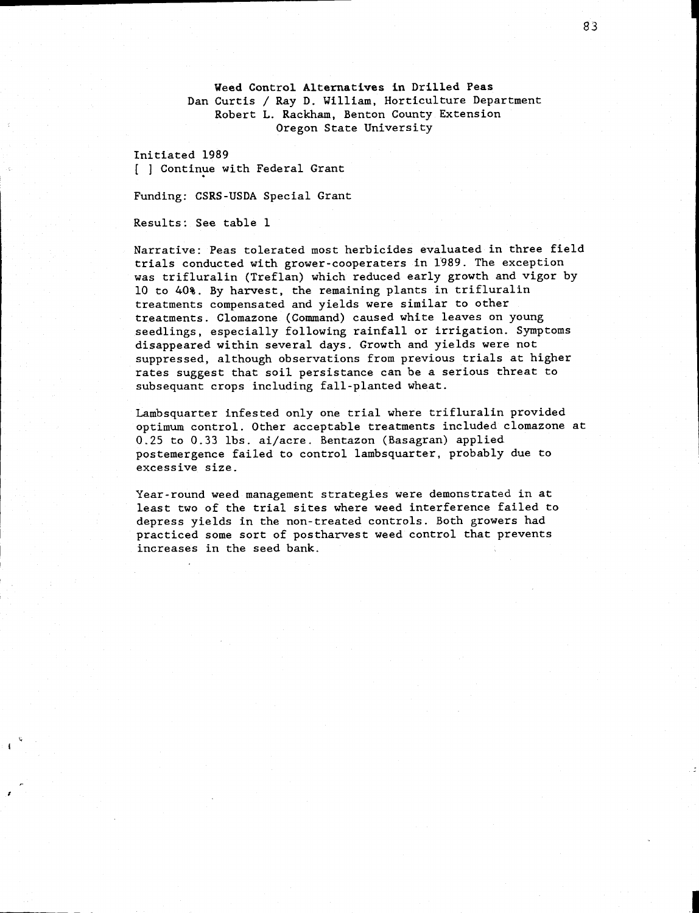**Weed Control Alternatives in Drilled Peas**
Dan Curtis / Ray D. William, Horticulture Department
Robert L. Rackham, Benton County Extension
Oregon State University

Initiated 1989
[ ] Continue with Federal Grant

Funding: CSRS-USDA Special Grant

Results: See table 1

Narrative: Peas tolerated most herbicides evaluated in three field trials conducted with grower-cooperaters in 1989. The exception was trifluralin (Treflan) which reduced early growth and vigor by 10 to 40%. By harvest, the remaining plants in trifluralin treatments compensated and yields were similar to other treatments. Clomazone (Command) caused white leaves on young seedlings, especially following rainfall or irrigation. Symptoms disappeared within several days. Growth and yields were not suppressed, although observations from previous trials at higher rates suggest that soil persistance can be a serious threat to subsequant crops including fall-planted wheat.

Lambsquarter infested only one trial where trifluralin provided optimum control. Other acceptable treatments included clomazone at 0.25 to 0.33 lbs. ai/acre. Bentazon (Basagran) applied postemergence failed to control lambsquarter, probably due to excessive size.

Year-round weed management strategies were demonstrated in at least two of the trial sites where weed interference failed to depress yields in the non-treated controls. Both growers had practiced some sort of postharvest weed control that prevents increases in the seed bank.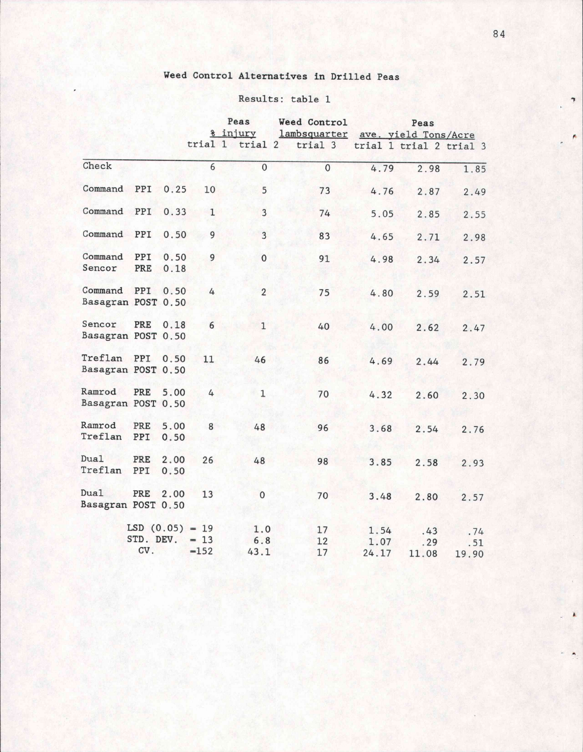# Weed Control Alternatives in Drilled Peas

Results: table 1

| | Peas % injury | | Weed Control lambsquarter | Peas ave. yield Tons/Acre | | |
|---|---|---|---|---|---|---|
| | trial 1 | trial 2 | trial 3 | trial 1 | trial 2 | trial 3 |
| Check | 6 | 0 | 0 | 4.79 | 2.98 | 1.85 |
| Command PPI 0.25 | 10 | 5 | 73 | 4.76 | 2.87 | 2.49 |
| Command PPI 0.33 | 1 | 3 | 74 | 5.05 | 2.85 | 2.55 |
| Command PPI 0.50 | 9 | 3 | 83 | 4.65 | 2.71 | 2.98 |
| Command PPI 0.50<br>Sencor PRE 0.18 | 9 | 0 | 91 | 4.98 | 2.34 | 2.57 |
| Command PPI 0.50<br>Basagran POST 0.50 | 4 | 2 | 75 | 4.80 | 2.59 | 2.51 |
| Sencor PRE 0.18<br>Basagran POST 0.50 | 6 | 1 | 40 | 4.00 | 2.62 | 2.47 |
| Treflan PPI 0.50<br>Basagran POST 0.50 | 11 | 46 | 86 | 4.69 | 2.44 | 2.79 |
| Ramrod PRE 5.00<br>Basagran POST 0.50 | 4 | 1 | 70 | 4.32 | 2.60 | 2.30 |
| Ramrod PRE 5.00<br>Treflan PPI 0.50 | 8 | 48 | 96 | 3.68 | 2.54 | 2.76 |
| Dual PRE 2.00<br>Treflan PPI 0.50 | 26 | 48 | 98 | 3.85 | 2.58 | 2.93 |
| Dual PRE 2.00<br>Basagran POST 0.50 | 13 | 0 | 70 | 3.48 | 2.80 | 2.57 |
| LSD (0.05) = | 19 | 1.0 | 17 | 1.54 | .43 | .74 |
| STD. DEV. = | 13 | 6.8 | 12 | 1.07 | .29 | .51 |
| CV. = | 152 | 43.1 | 17 | 24.17 | 11.08 | 19.90 |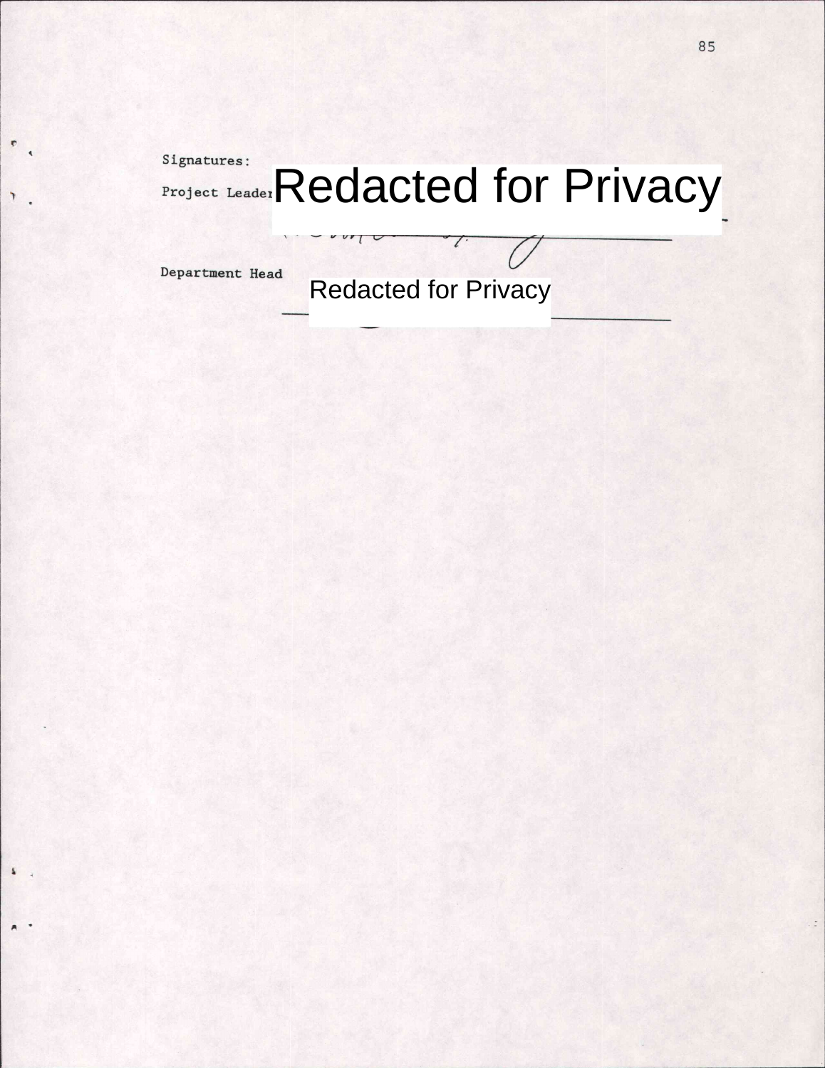Signatures:

Project Leader Redacted for Privacy

Department Head Redacted for Privacy